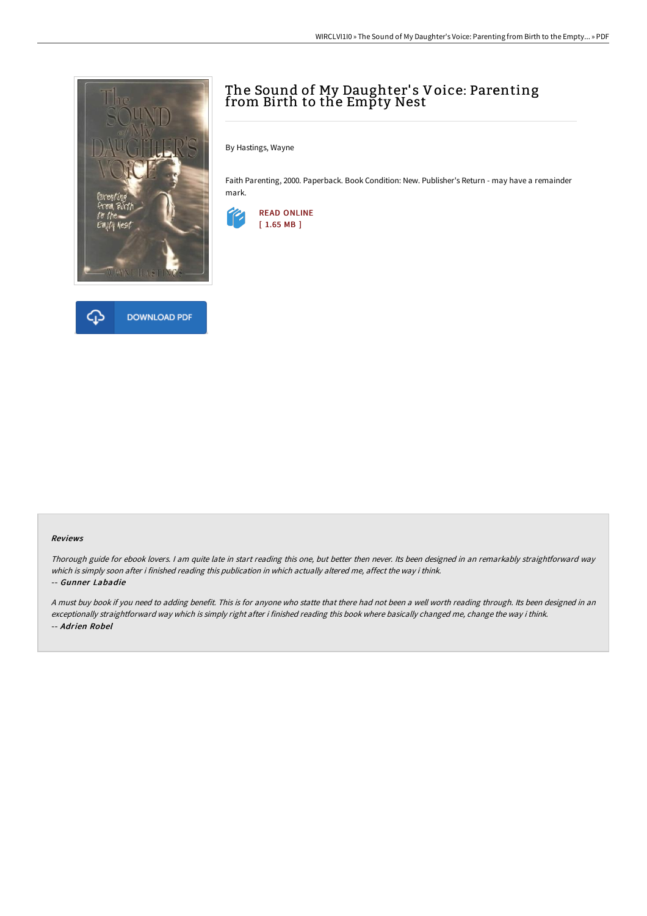# The Sound of My Daughter's Voice: Parenting from Birth to the Empty Nest

By Hastings, Wayne

Faith Parenting, 2000. Paperback. Book Condition: New. Publisher's Return - may have a remainder mark.

READ ONLINE
[ 1.65 MB ]

DOWNLOAD PDF

### Reviews

*Thorough guide for ebook lovers. I am quite late in start reading this one, but better then never. Its been designed in an remarkably straightforward way which is simply soon after i finished reading this publication in which actually altered me, affect the way i think.*

*-- Gunner Labadie*

*A must buy book if you need to adding benefit. This is for anyone who statte that there had not been a well worth reading through. Its been designed in an exceptionally straightforward way which is simply right after i finished reading this book where basically changed me, change the way i think.*

*-- Adrien Robel*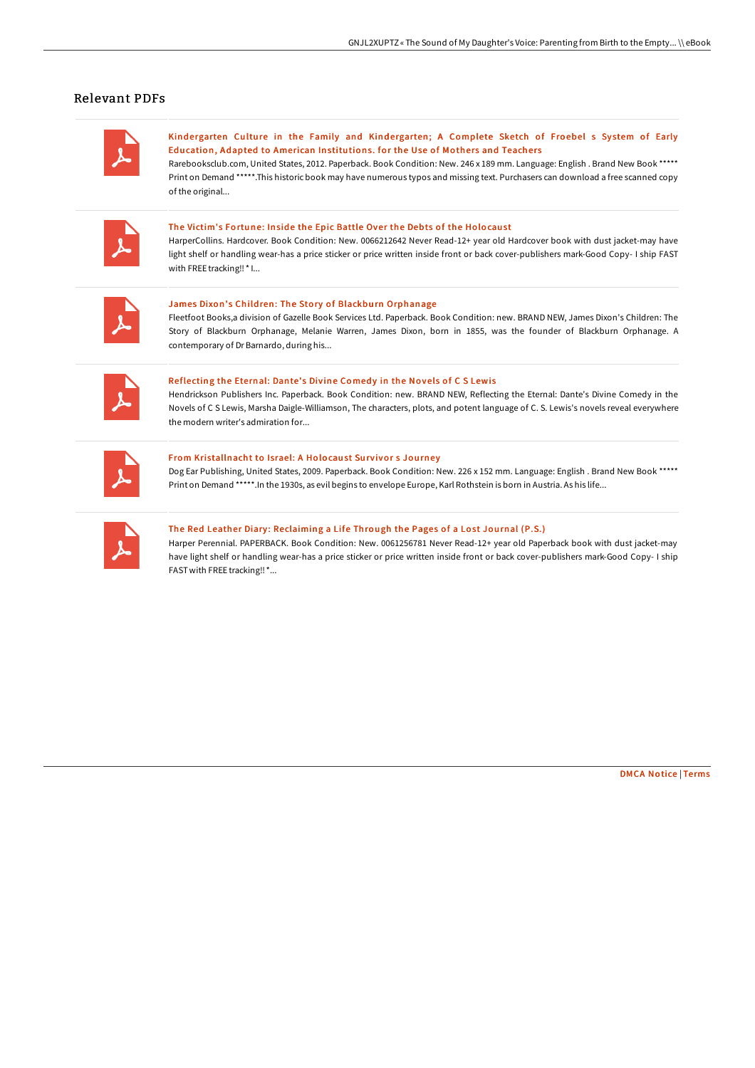## Relevant PDFs

**Kindergarten Culture in the Family and Kindergarten; A Complete Sketch of Froebel s System of Early Education, Adapted to American Institutions. for the Use of Mothers and Teachers**

Rarebooksclub.com, United States, 2012. Paperback. Book Condition: New. 246 x 189 mm. Language: English . Brand New Book ***** Print on Demand *****.This historic book may have numerous typos and missing text. Purchasers can download a free scanned copy of the original...

**The Victim's Fortune: Inside the Epic Battle Over the Debts of the Holocaust**

HarperCollins. Hardcover. Book Condition: New. 0066212642 Never Read-12+ year old Hardcover book with dust jacket-may have light shelf or handling wear-has a price sticker or price written inside front or back cover-publishers mark-Good Copy- I ship FAST with FREE tracking!! * I...

**James Dixon's Children: The Story of Blackburn Orphanage**

Fleetfoot Books,a division of Gazelle Book Services Ltd. Paperback. Book Condition: new. BRAND NEW, James Dixon's Children: The Story of Blackburn Orphanage, Melanie Warren, James Dixon, born in 1855, was the founder of Blackburn Orphanage. A contemporary of Dr Barnardo, during his...

**Reflecting the Eternal: Dante's Divine Comedy in the Novels of C S Lewis**

Hendrickson Publishers Inc. Paperback. Book Condition: new. BRAND NEW, Reflecting the Eternal: Dante's Divine Comedy in the Novels of C S Lewis, Marsha Daigle-Williamson, The characters, plots, and potent language of C. S. Lewis's novels reveal everywhere the modern writer's admiration for...

**From Kristallnacht to Israel: A Holocaust Survivor s Journey**

Dog Ear Publishing, United States, 2009. Paperback. Book Condition: New. 226 x 152 mm. Language: English . Brand New Book ***** Print on Demand *****.In the 1930s, as evil begins to envelope Europe, Karl Rothstein is born in Austria. As his life...

**The Red Leather Diary: Reclaiming a Life Through the Pages of a Lost Journal (P.S.)**

Harper Perennial. PAPERBACK. Book Condition: New. 0061256781 Never Read-12+ year old Paperback book with dust jacket-may have light shelf or handling wear-has a price sticker or price written inside front or back cover-publishers mark-Good Copy- I ship FAST with FREE tracking!! *...

DMCA Notice | Terms